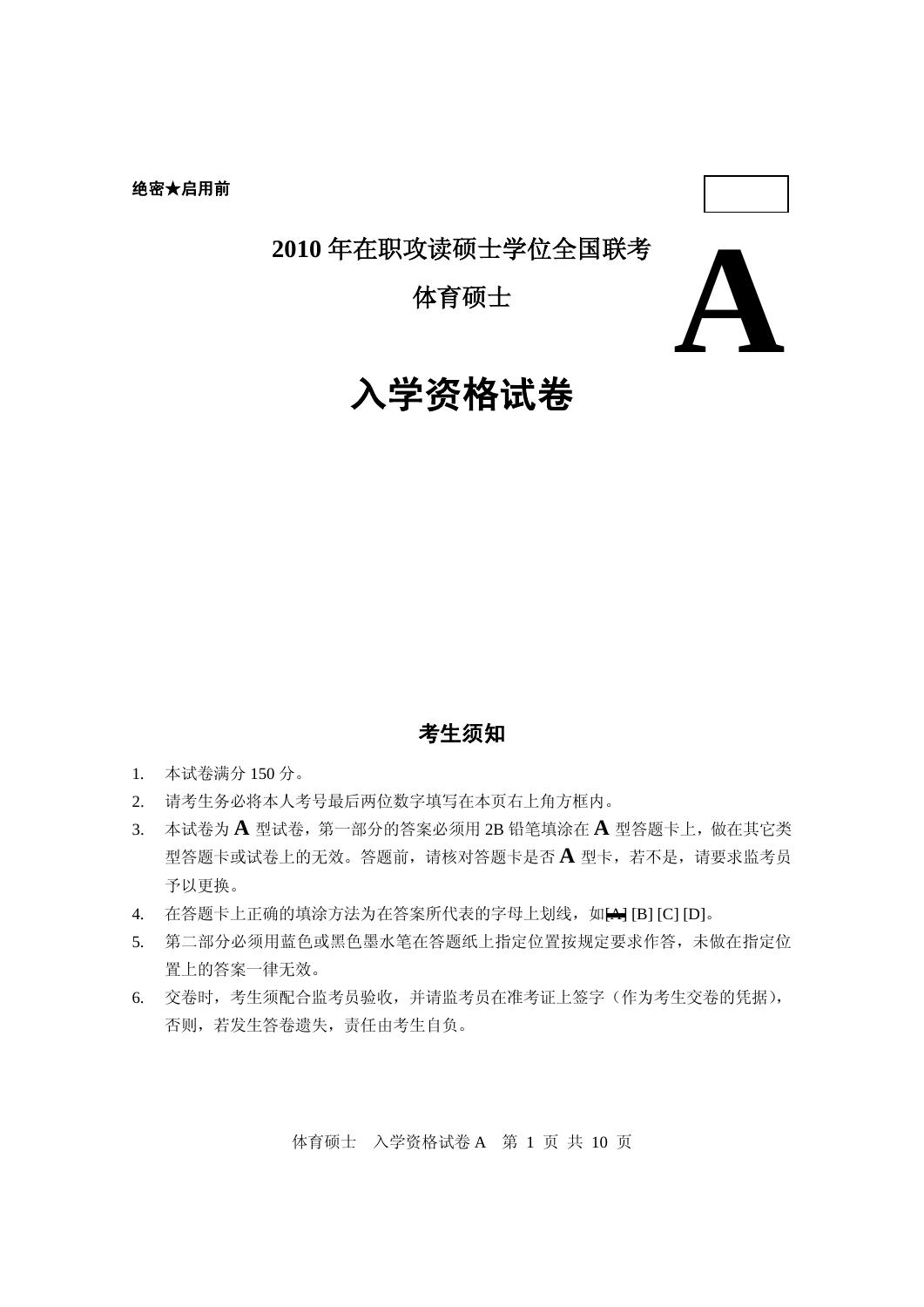**绝密★启用前**

# 2010 年在职攻读硕士学位全国联考

## 体育硕士

# A

# 入学资格试卷

### 考生须知

1. 本试卷满分 150 分。
2. 请考生务必将本人考号最后两位数字填写在本页右上角方框内。
3. 本试卷为 **A** 型试卷，第一部分的答案必须用 2B 铅笔填涂在 **A** 型答题卡上，做在其它类型答题卡或试卷上的无效。答题前，请核对答题卡是否 **A** 型卡，若不是，请要求监考员予以更换。
4. 在答题卡上正确的填涂方法为在答案所代表的字母上划线，如[A] [B] [C] [D]。
5. 第二部分必须用蓝色或黑色墨水笔在答题纸上指定位置按规定要求作答，未做在指定位置上的答案一律无效。
6. 交卷时，考生须配合监考员验收，并请监考员在准考证上签字（作为考生交卷的凭据），否则，若发生答卷遗失，责任由考生自负。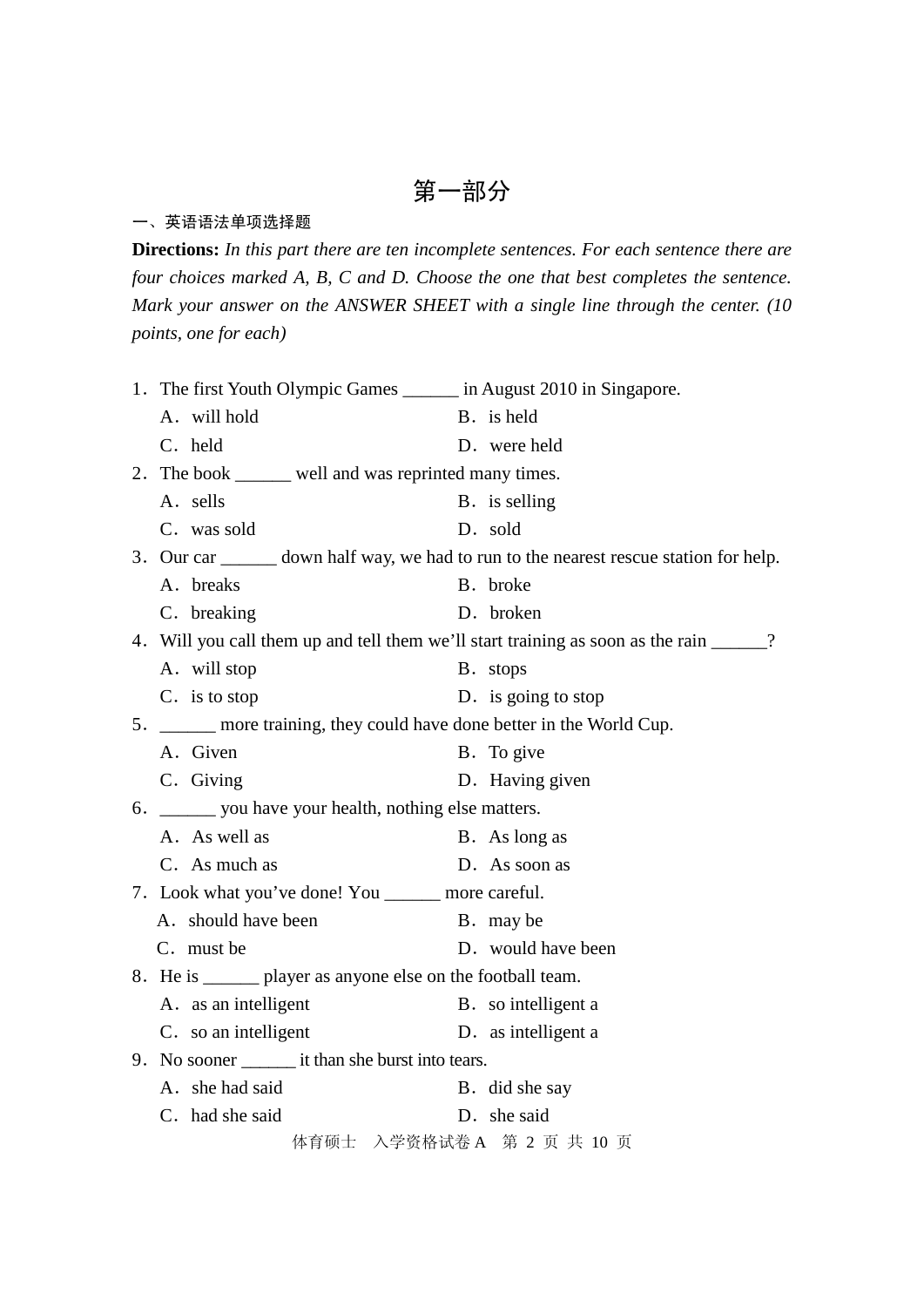# 第一部分

一、英语语法单项选择题

**Directions:** *In this part there are ten incomplete sentences. For each sentence there are four choices marked A, B, C and D. Choose the one that best completes the sentence. Mark your answer on the ANSWER SHEET with a single line through the center. (10 points, one for each)*

1．The first Youth Olympic Games ______ in August 2010 in Singapore.

A．will hold　　B．is held

C．held　　D．were held

2．The book ______ well and was reprinted many times.

A．sells　　B．is selling

C．was sold　　D．sold

3．Our car ______ down half way, we had to run to the nearest rescue station for help.

A．breaks　　B．broke

C．breaking　　D．broken

4．Will you call them up and tell them we'll start training as soon as the rain ______?

A．will stop　　B．stops

C．is to stop　　D．is going to stop

5．______ more training, they could have done better in the World Cup.

A．Given　　B．To give

C．Giving　　D．Having given

6．______ you have your health, nothing else matters.

A．As well as　　B．As long as

C．As much as　　D．As soon as

7．Look what you've done! You ______ more careful.

A．should have been　　B．may be

C．must be　　D．would have been

8．He is ______ player as anyone else on the football team.

A．as an intelligent　　B．so intelligent a

C．so an intelligent　　D．as intelligent a

9．No sooner ______ it than she burst into tears.

A．she had said　　B．did she say

C．had she said　　D．she said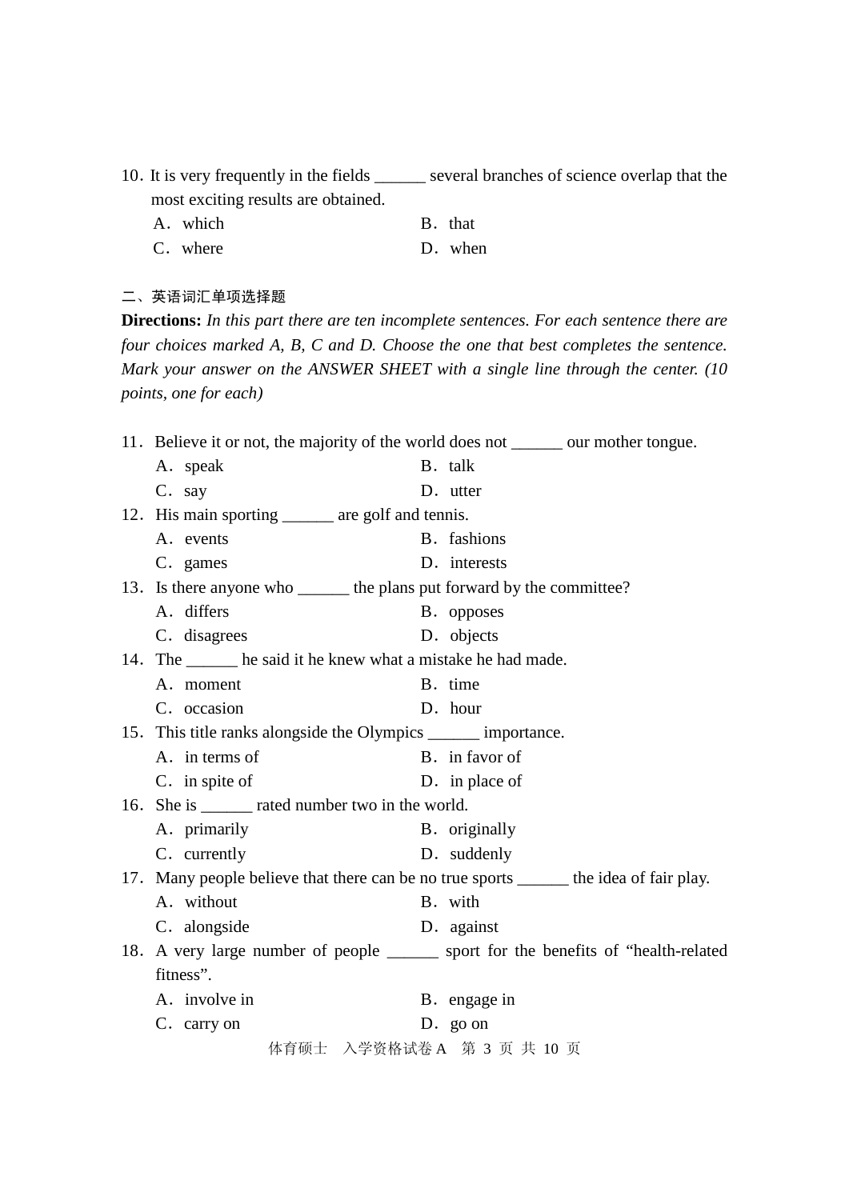10. It is very frequently in the fields ______ several branches of science overlap that the most exciting results are obtained.

A. which　　B. that

C. where　　D. when

二、英语词汇单项选择题

**Directions:** *In this part there are ten incomplete sentences. For each sentence there are four choices marked A, B, C and D. Choose the one that best completes the sentence. Mark your answer on the ANSWER SHEET with a single line through the center. (10 points, one for each)*

11. Believe it or not, the majority of the world does not ______ our mother tongue.

A. speak　　B. talk

C. say　　D. utter

12. His main sporting ______ are golf and tennis.

A. events　　B. fashions

C. games　　D. interests

13. Is there anyone who ______ the plans put forward by the committee?

A. differs　　B. opposes

C. disagrees　　D. objects

14. The ______ he said it he knew what a mistake he had made.

A. moment　　B. time

C. occasion　　D. hour

15. This title ranks alongside the Olympics ______ importance.

A. in terms of　　B. in favor of

C. in spite of　　D. in place of

16. She is ______ rated number two in the world.

A. primarily　　B. originally

C. currently　　D. suddenly

17. Many people believe that there can be no true sports ______ the idea of fair play.

A. without　　B. with

C. alongside　　D. against

18. A very large number of people ______ sport for the benefits of "health-related fitness".

A. involve in　　B. engage in

C. carry on　　D. go on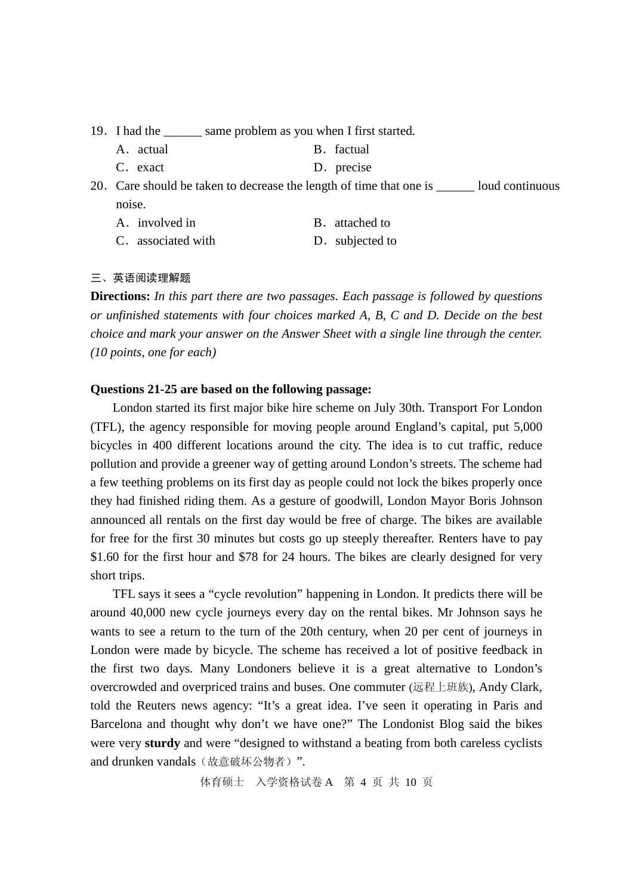19．I had the ______ same problem as you when I first started.

A．actual B．factual

C．exact D．precise

20．Care should be taken to decrease the length of time that one is ______ loud continuous noise.

A．involved in B．attached to

C．associated with D．subjected to

三、英语阅读理解题

**Directions:** *In this part there are two passages. Each passage is followed by questions or unfinished statements with four choices marked A, B, C and D. Decide on the best choice and mark your answer on the Answer Sheet with a single line through the center. (10 points, one for each)*

**Questions 21-25 are based on the following passage:**

London started its first major bike hire scheme on July 30th. Transport For London (TFL), the agency responsible for moving people around England's capital, put 5,000 bicycles in 400 different locations around the city. The idea is to cut traffic, reduce pollution and provide a greener way of getting around London's streets. The scheme had a few teething problems on its first day as people could not lock the bikes properly once they had finished riding them. As a gesture of goodwill, London Mayor Boris Johnson announced all rentals on the first day would be free of charge. The bikes are available for free for the first 30 minutes but costs go up steeply thereafter. Renters have to pay $1.60 for the first hour and $78 for 24 hours. The bikes are clearly designed for very short trips.

TFL says it sees a "cycle revolution" happening in London. It predicts there will be around 40,000 new cycle journeys every day on the rental bikes. Mr Johnson says he wants to see a return to the turn of the 20th century, when 20 per cent of journeys in London were made by bicycle. The scheme has received a lot of positive feedback in the first two days. Many Londoners believe it is a great alternative to London's overcrowded and overpriced trains and buses. One commuter (远程上班族), Andy Clark, told the Reuters news agency: "It's a great idea. I've seen it operating in Paris and Barcelona and thought why don't we have one?" The Londonist Blog said the bikes were very **sturdy** and were "designed to withstand a beating from both careless cyclists and drunken vandals（故意破坏公物者）".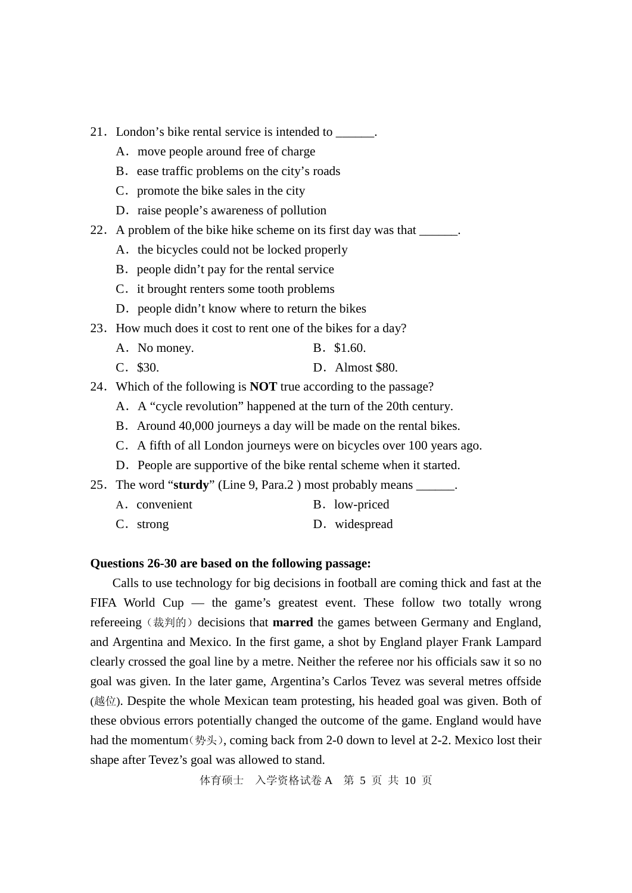21．London's bike rental service is intended to ______.

A．move people around free of charge

B．ease traffic problems on the city's roads

C．promote the bike sales in the city

D．raise people's awareness of pollution

22．A problem of the bike hike scheme on its first day was that ______.

A．the bicycles could not be locked properly

B．people didn't pay for the rental service

C．it brought renters some tooth problems

D．people didn't know where to return the bikes

23．How much does it cost to rent one of the bikes for a day?

A．No money. B．$1.60.

C．$30. D．Almost $80.

24．Which of the following is **NOT** true according to the passage?

A．A "cycle revolution" happened at the turn of the 20th century.

B．Around 40,000 journeys a day will be made on the rental bikes.

C．A fifth of all London journeys were on bicycles over 100 years ago.

D．People are supportive of the bike rental scheme when it started.

25．The word "**sturdy**" (Line 9, Para.2 ) most probably means ______.

A．convenient B．low-priced

C．strong D．widespread

**Questions 26-30 are based on the following passage:**

Calls to use technology for big decisions in football are coming thick and fast at the FIFA World Cup — the game's greatest event. These follow two totally wrong refereeing（裁判的）decisions that **marred** the games between Germany and England, and Argentina and Mexico. In the first game, a shot by England player Frank Lampard clearly crossed the goal line by a metre. Neither the referee nor his officials saw it so no goal was given. In the later game, Argentina's Carlos Tevez was several metres offside (越位). Despite the whole Mexican team protesting, his headed goal was given. Both of these obvious errors potentially changed the outcome of the game. England would have had the momentum（势头）, coming back from 2-0 down to level at 2-2. Mexico lost their shape after Tevez's goal was allowed to stand.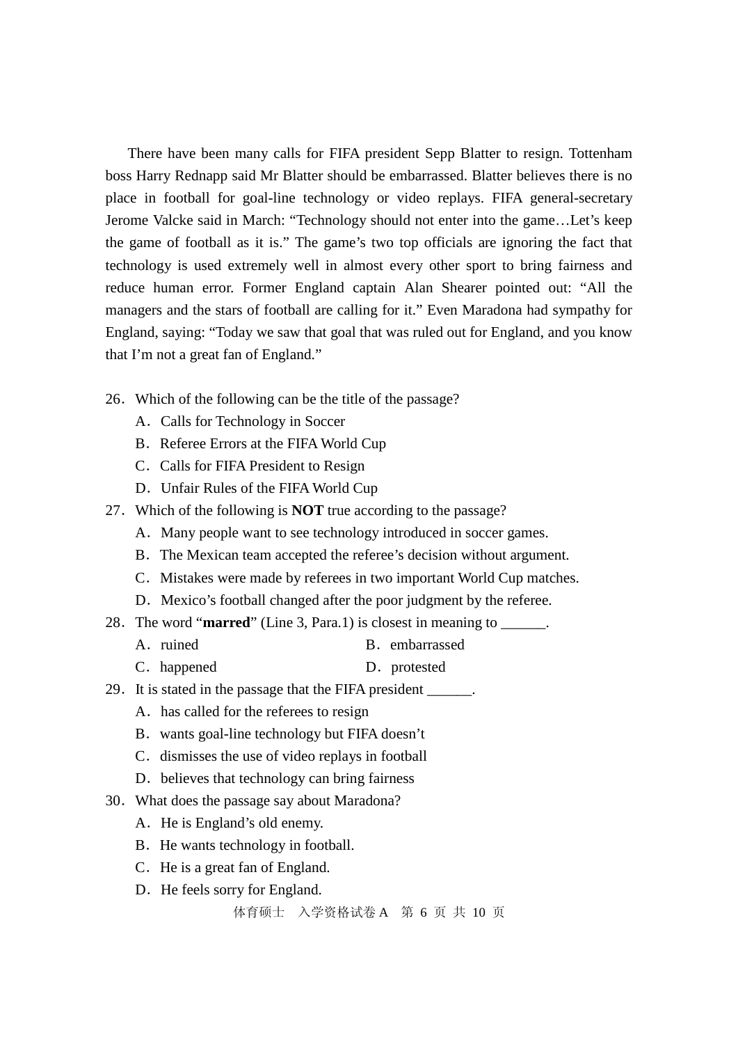There have been many calls for FIFA president Sepp Blatter to resign. Tottenham boss Harry Rednapp said Mr Blatter should be embarrassed. Blatter believes there is no place in football for goal-line technology or video replays. FIFA general-secretary Jerome Valcke said in March: "Technology should not enter into the game…Let's keep the game of football as it is." The game's two top officials are ignoring the fact that technology is used extremely well in almost every other sport to bring fairness and reduce human error. Former England captain Alan Shearer pointed out: "All the managers and the stars of football are calling for it." Even Maradona had sympathy for England, saying: "Today we saw that goal that was ruled out for England, and you know that I'm not a great fan of England."

26．Which of the following can be the title of the passage?

A．Calls for Technology in Soccer

B．Referee Errors at the FIFA World Cup

C．Calls for FIFA President to Resign

D．Unfair Rules of the FIFA World Cup

27．Which of the following is **NOT** true according to the passage?

A．Many people want to see technology introduced in soccer games.

B．The Mexican team accepted the referee's decision without argument.

C．Mistakes were made by referees in two important World Cup matches.

D．Mexico's football changed after the poor judgment by the referee.

28．The word "**marred**" (Line 3, Para.1) is closest in meaning to ______.

A．ruined　　　　B．embarrassed

C．happened　　　　D．protested

29．It is stated in the passage that the FIFA president ______.

A．has called for the referees to resign

B．wants goal-line technology but FIFA doesn't

C．dismisses the use of video replays in football

D．believes that technology can bring fairness

30．What does the passage say about Maradona?

A．He is England's old enemy.

B．He wants technology in football.

C．He is a great fan of England.

D．He feels sorry for England.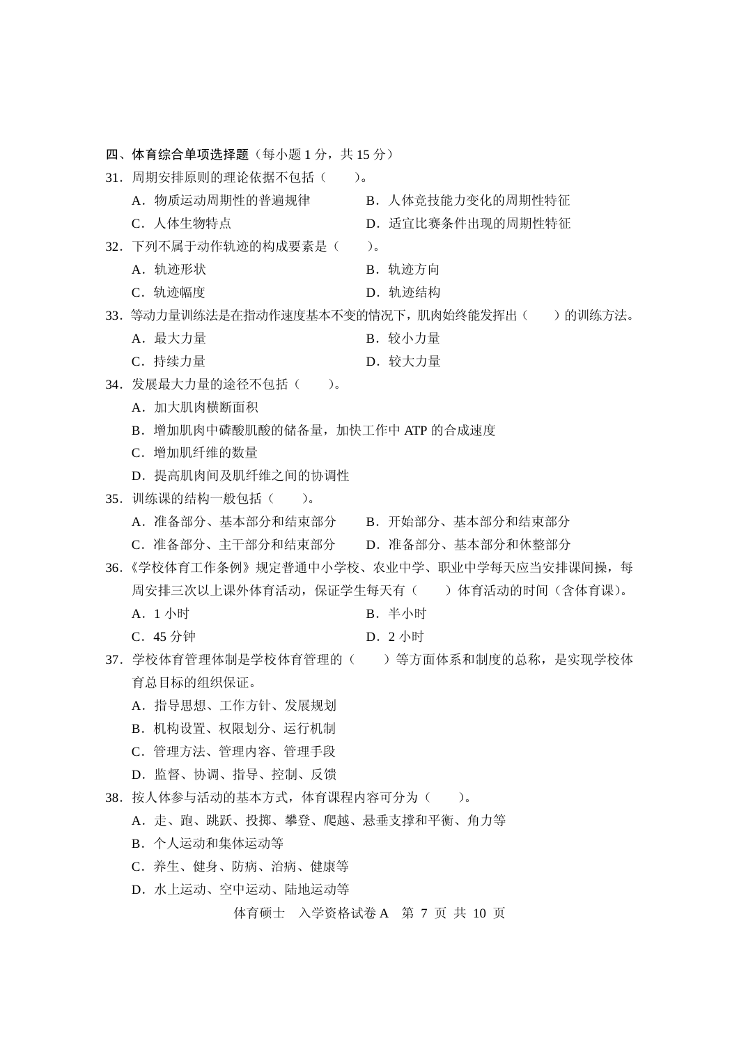**四、体育综合单项选择题**（每小题 1 分，共 15 分）

31．周期安排原则的理论依据不包括（　　）。

A．物质运动周期性的普遍规律　　　B．人体竞技能力变化的周期性特征

C．人体生物特点　　　　　　　　　D．适宜比赛条件出现的周期性特征

32．下列不属于动作轨迹的构成要素是（　　）。

A．轨迹形状　　　　　　　　　　　B．轨迹方向

C．轨迹幅度　　　　　　　　　　　D．轨迹结构

33．等动力量训练法是在指动作速度基本不变的情况下，肌肉始终能发挥出（　　）的训练方法。

A．最大力量　　　　　　　　　　　B．较小力量

C．持续力量　　　　　　　　　　　D．较大力量

34．发展最大力量的途径不包括（　　）。

A．加大肌肉横断面积

B．增加肌肉中磷酸肌酸的储备量，加快工作中 ATP 的合成速度

C．增加肌纤维的数量

D．提高肌肉间及肌纤维之间的协调性

35．训练课的结构一般包括（　　）。

A．准备部分、基本部分和结束部分　　B．开始部分、基本部分和结束部分

C．准备部分、主干部分和结束部分　　D．准备部分、基本部分和休整部分

36．《学校体育工作条例》规定普通中小学校、农业中学、职业中学每天应当安排课间操，每周安排三次以上课外体育活动，保证学生每天有（　　）体育活动的时间（含体育课）。

A．1 小时　　　　　　　　　　　　B．半小时

C．45 分钟　　　　　　　　　　　 D．2 小时

37．学校体育管理体制是学校体育管理的（　　）等方面体系和制度的总称，是实现学校体育总目标的组织保证。

A．指导思想、工作方针、发展规划

B．机构设置、权限划分、运行机制

C．管理方法、管理内容、管理手段

D．监督、协调、指导、控制、反馈

38．按人体参与活动的基本方式，体育课程内容可分为（　　）。

A．走、跑、跳跃、投掷、攀登、爬越、悬垂支撑和平衡、角力等

B．个人运动和集体运动等

C．养生、健身、防病、治病、健康等

D．水上运动、空中运动、陆地运动等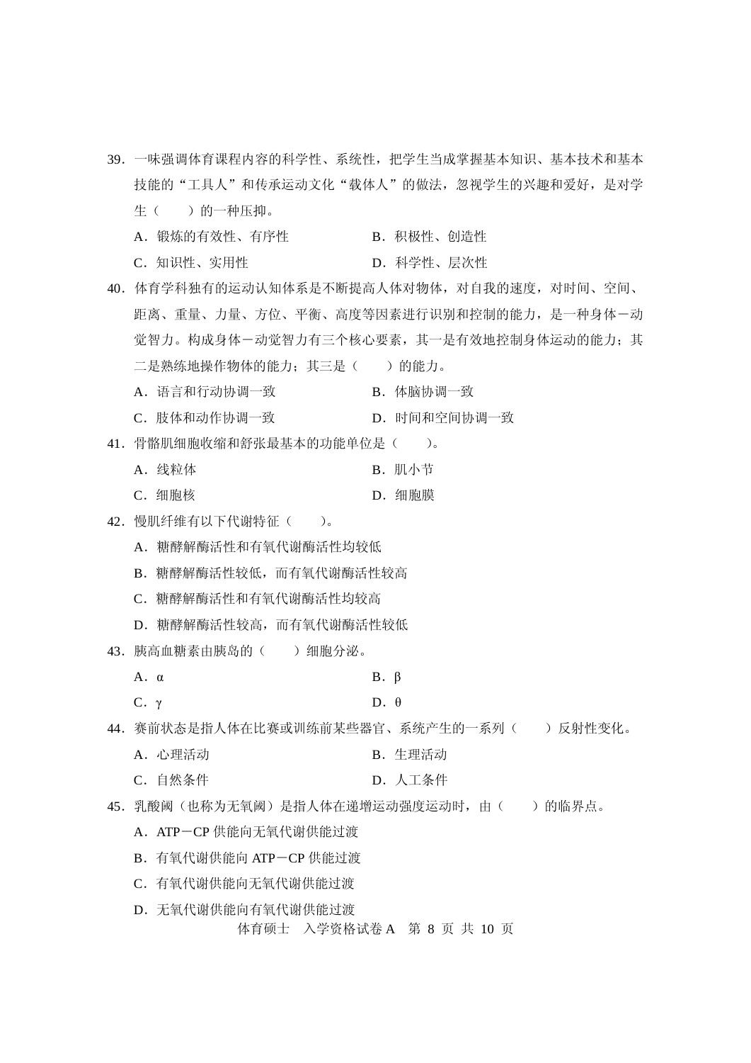39．一味强调体育课程内容的科学性、系统性，把学生当成掌握基本知识、基本技术和基本技能的“工具人”和传承运动文化“载体人”的做法，忽视学生的兴趣和爱好，是对学生（　　）的一种压抑。

A．锻炼的有效性、有序性　　　　B．积极性、创造性

C．知识性、实用性　　　　　　　D．科学性、层次性

40．体育学科独有的运动认知体系是不断提高人体对物体，对自我的速度，对时间、空间、距离、重量、力量、方位、平衡、高度等因素进行识别和控制的能力，是一种身体－动觉智力。构成身体－动觉智力有三个核心要素，其一是有效地控制身体运动的能力；其二是熟练地操作物体的能力；其三是（　　）的能力。

A．语言和行动协调一致　　　　B．体脑协调一致

C．肢体和动作协调一致　　　　D．时间和空间协调一致

41．骨骼肌细胞收缩和舒张最基本的功能单位是（　　）。

A．线粒体　　　　B．肌小节

C．细胞核　　　　D．细胞膜

42．慢肌纤维有以下代谢特征（　　）。

A．糖酵解酶活性和有氧代谢酶活性均较低

B．糖酵解酶活性较低，而有氧代谢酶活性较高

C．糖酵解酶活性和有氧代谢酶活性均较高

D．糖酵解酶活性较高，而有氧代谢酶活性较低

43．胰高血糖素由胰岛的（　　）细胞分泌。

A．$\alpha$　　　　B．$\beta$

C．$\gamma$　　　　D．$\theta$

44．赛前状态是指人体在比赛或训练前某些器官、系统产生的一系列（　　）反射性变化。

A．心理活动　　　　B．生理活动

C．自然条件　　　　D．人工条件

45．乳酸阈（也称为无氧阈）是指人体在递增运动强度运动时，由（　　）的临界点。

A．ATP－CP 供能向无氧代谢供能过渡

B．有氧代谢供能向 ATP－CP 供能过渡

C．有氧代谢供能向无氧代谢供能过渡

D．无氧代谢供能向有氧代谢供能过渡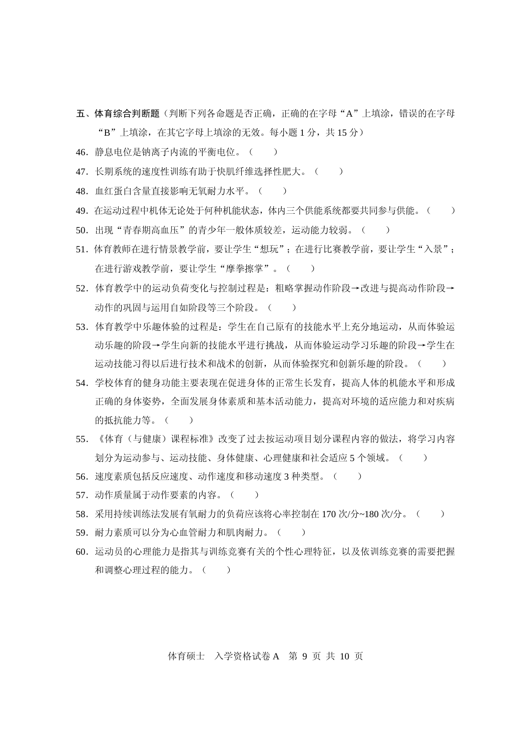**五、体育综合判断题**（判断下列各命题是否正确，正确的在字母“A”上填涂，错误的在字母“B”上填涂，在其它字母上填涂的无效。每小题 1 分，共 15 分）

46．静息电位是钠离子内流的平衡电位。（　　）

47．长期系统的速度性训练有助于快肌纤维选择性肥大。（　　）

48．血红蛋白含量直接影响无氧耐力水平。（　　）

49．在运动过程中机体无论处于何种机能状态，体内三个供能系统都要共同参与供能。（　　）

50．出现“青春期高血压”的青少年一般体质较差，运动能力较弱。（　　）

51．体育教师在进行情景教学前，要让学生“想玩”；在进行比赛教学前，要让学生“入景”；在进行游戏教学前，要让学生“摩拳擦掌”。（　　）

52．体育教学中的运动负荷变化与控制过程是：粗略掌握动作阶段→改进与提高动作阶段→动作的巩固与运用自如阶段等三个阶段。（　　）

53．体育教学中乐趣体验的过程是：学生在自己原有的技能水平上充分地运动，从而体验运动乐趣的阶段→学生向新的技能水平进行挑战，从而体验运动学习乐趣的阶段→学生在运动技能习得以后进行技术和战术的创新，从而体验探究和创新乐趣的阶段。（　　）

54．学校体育的健身功能主要表现在促进身体的正常生长发育，提高人体的机能水平和形成正确的身体姿势，全面发展身体素质和基本活动能力，提高对环境的适应能力和对疾病的抵抗能力等。（　　）

55．《体育（与健康）课程标准》改变了过去按运动项目划分课程内容的做法，将学习内容划分为运动参与、运动技能、身体健康、心理健康和社会适应 5 个领域。（　　）

56．速度素质包括反应速度、动作速度和移动速度 3 种类型。（　　）

57．动作质量属于动作要素的内容。（　　）

58．采用持续训练法发展有氧耐力的负荷应该将心率控制在 170 次/分~180 次/分。（　　）

59．耐力素质可以分为心血管耐力和肌肉耐力。（　　）

60．运动员的心理能力是指其与训练竞赛有关的个性心理特征，以及依训练竞赛的需要把握和调整心理过程的能力。（　　）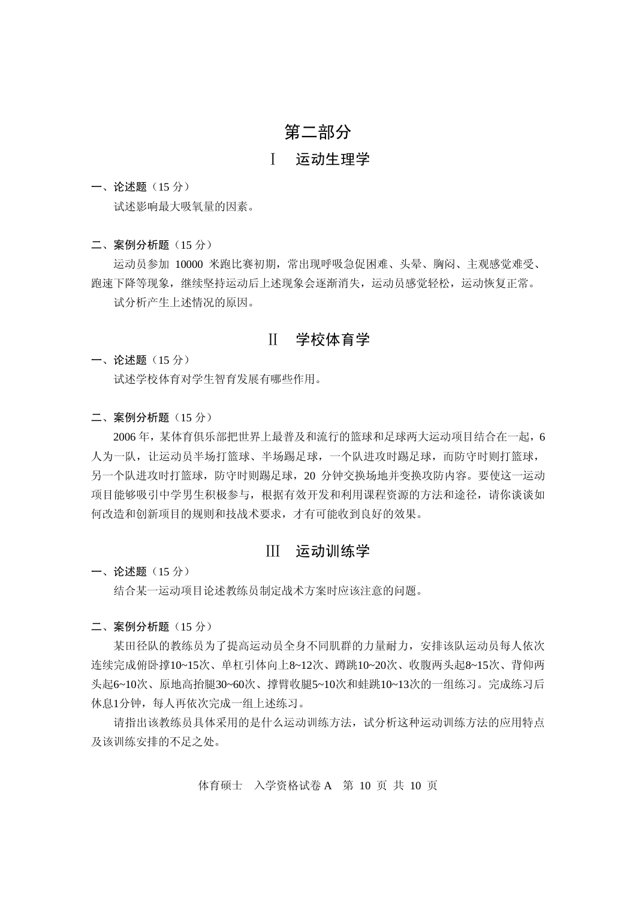# 第二部分

## Ⅰ　运动生理学

**一、论述题**（15 分）

试述影响最大吸氧量的因素。

**二、案例分析题**（15 分）

运动员参加 10000 米跑比赛初期，常出现呼吸急促困难、头晕、胸闷、主观感觉难受、跑速下降等现象，继续坚持运动后上述现象会逐渐消失，运动员感觉轻松，运动恢复正常。

试分析产生上述情况的原因。

## Ⅱ　学校体育学

**一、论述题**（15 分）

试述学校体育对学生智育发展有哪些作用。

**二、案例分析题**（15 分）

2006 年，某体育俱乐部把世界上最普及和流行的篮球和足球两大运动项目结合在一起，6 人为一队，让运动员半场打篮球、半场踢足球，一个队进攻时踢足球，而防守时则打篮球，另一个队进攻时打篮球，防守时则踢足球，20 分钟交换场地并变换攻防内容。要使这一运动项目能够吸引中学男生积极参与，根据有效开发和利用课程资源的方法和途径，请你谈谈如何改造和创新项目的规则和技战术要求，才有可能收到良好的效果。

## Ⅲ　运动训练学

**一、论述题**（15 分）

结合某一运动项目论述教练员制定战术方案时应该注意的问题。

**二、案例分析题**（15 分）

某田径队的教练员为了提高运动员全身不同肌群的力量耐力，安排该队运动员每人依次连续完成俯卧撑10~15次、单杠引体向上8~12次、蹲跳10~20次、收腹两头起8~15次、背仰两头起6~10次、原地高抬腿30~60次、撑臂收腿5~10次和蛙跳10~13次的一组练习。完成练习后休息1分钟，每人再依次完成一组上述练习。

请指出该教练员具体采用的是什么运动训练方法，试分析这种运动训练方法的应用特点及该训练安排的不足之处。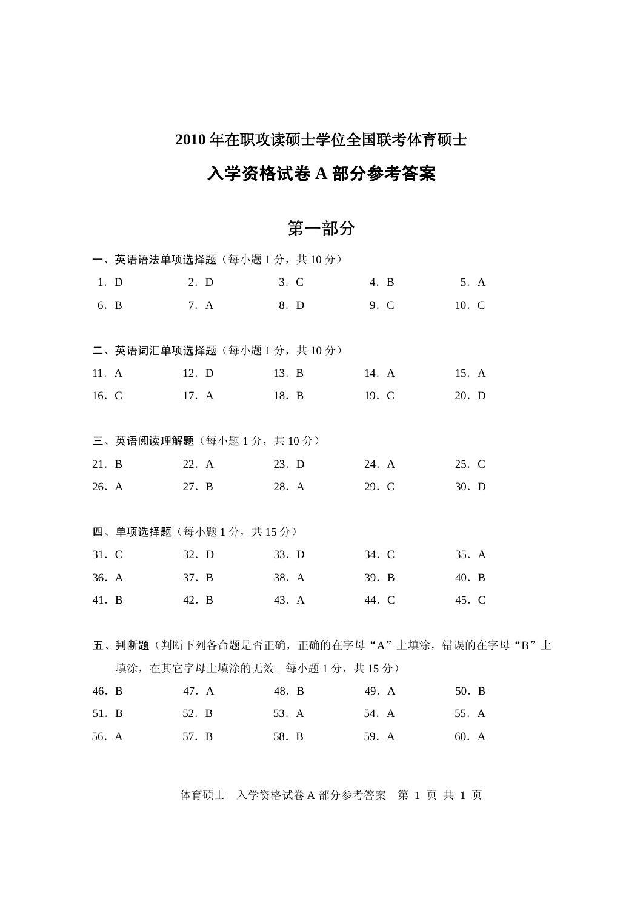# 2010年在职攻读硕士学位全国联考体育硕士

# 入学资格试卷A部分参考答案

## 第一部分

**一、英语语法单项选择题**（每小题1分，共10分）

| | | | | |
|---|---|---|---|---|
| 1．D | 2．D | 3．C | 4．B | 5．A |
| 6．B | 7．A | 8．D | 9．C | 10．C |

**二、英语词汇单项选择题**（每小题1分，共10分）

| | | | | |
|---|---|---|---|---|
| 11．A | 12．D | 13．B | 14．A | 15．A |
| 16．C | 17．A | 18．B | 19．C | 20．D |

**三、英语阅读理解题**（每小题1分，共10分）

| | | | | |
|---|---|---|---|---|
| 21．B | 22．A | 23．D | 24．A | 25．C |
| 26．A | 27．B | 28．A | 29．C | 30．D |

**四、单项选择题**（每小题1分，共15分）

| | | | | |
|---|---|---|---|---|
| 31．C | 32．D | 33．D | 34．C | 35．A |
| 36．A | 37．B | 38．A | 39．B | 40．B |
| 41．B | 42．B | 43．A | 44．C | 45．C |

**五、判断题**（判断下列各命题是否正确，正确的在字母“A”上填涂，错误的在字母“B”上填涂，在其它字母上填涂的无效。每小题1分，共15分）

| | | | | |
|---|---|---|---|---|
| 46．B | 47．A | 48．B | 49．A | 50．B |
| 51．B | 52．B | 53．A | 54．A | 55．A |
| 56．A | 57．B | 58．B | 59．A | 60．A |